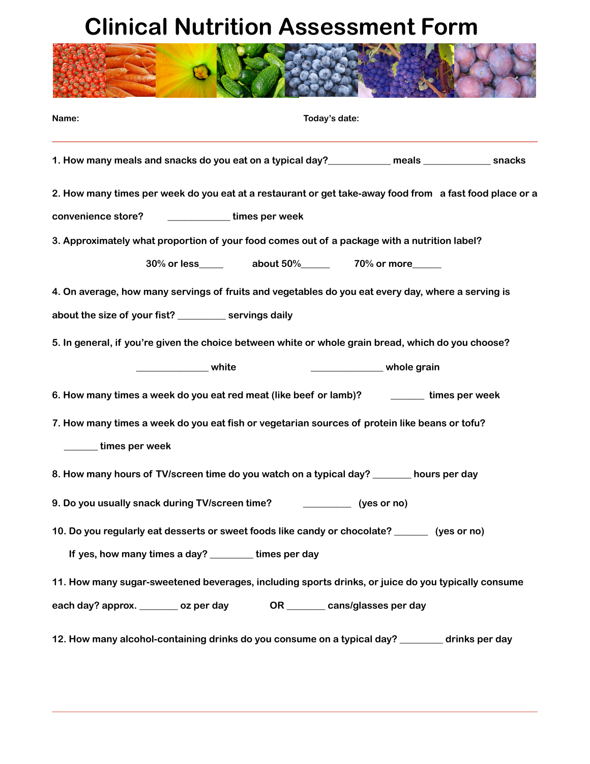# Clinical Nutrition Assessment Form

**Name:** **Today's date:**

---

**1. How many meals and snacks do you eat on a typical day?____________ meals _____________ snacks**

**2. How many times per week do you eat at a restaurant or get take-away food from a fast food place or a convenience store? ____________ times per week**

**3. Approximately what proportion of your food comes out of a package with a nutrition label?**

**30% or less_____ about 50%______ 70% or more______**

**4. On average, how many servings of fruits and vegetables do you eat every day, where a serving is about the size of your fist? _________ servings daily**

**5. In general, if you're given the choice between white or whole grain bread, which do you choose?**

**______________ white ______________ whole grain**

**6. How many times a week do you eat red meat (like beef or lamb)? _______ times per week**

**7. How many times a week do you eat fish or vegetarian sources of protein like beans or tofu?**

**_______ times per week**

**8. How many hours of TV/screen time do you watch on a typical day? _______ hours per day**

**9. Do you usually snack during TV/screen time? _________ (yes or no)**

**10. Do you regularly eat desserts or sweet foods like candy or chocolate? _______ (yes or no)**

**If yes, how many times a day? ________ times per day**

**11. How many sugar-sweetened beverages, including sports drinks, or juice do you typically consume each day? approx. _______ oz per day OR _______ cans/glasses per day**

**12. How many alcohol-containing drinks do you consume on a typical day? ________ drinks per day**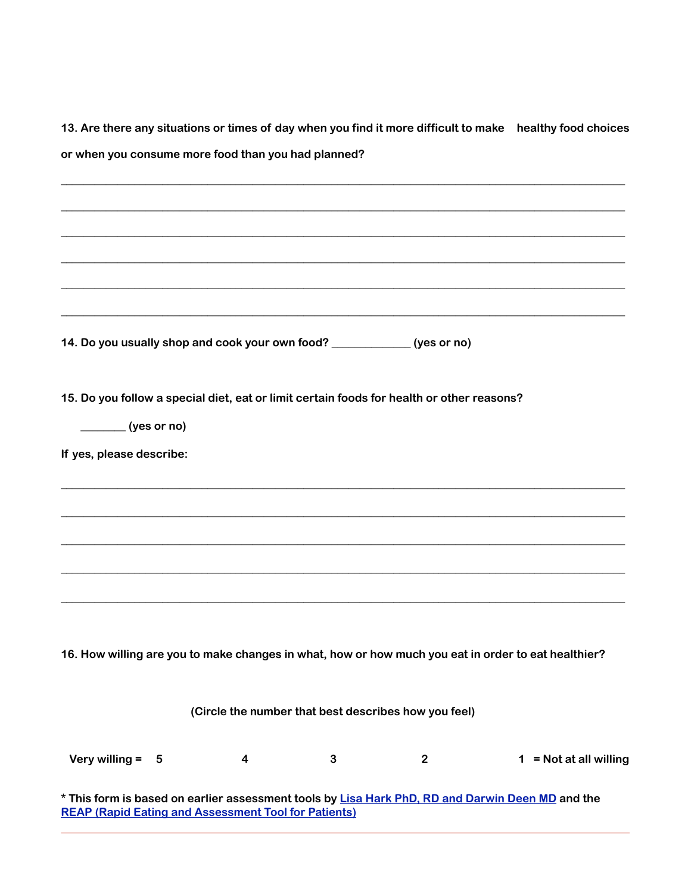**13. Are there any situations or times of day when you find it more difficult to make healthy food choices or when you consume more food than you had planned?**

_______________________________________________________________________________

_______________________________________________________________________________

_______________________________________________________________________________

_______________________________________________________________________________

_______________________________________________________________________________

_______________________________________________________________________________

**14. Do you usually shop and cook your own food? _____________ (yes or no)**

**15. Do you follow a special diet, eat or limit certain foods for health or other reasons?**

**_______ (yes or no)**

**If yes, please describe:**

_______________________________________________________________________________

_______________________________________________________________________________

_______________________________________________________________________________

_______________________________________________________________________________

_______________________________________________________________________________

**16. How willing are you to make changes in what, how or how much you eat in order to eat healthier?**

**(Circle the number that best describes how you feel)**

**Very willing = 5 4 3 2 1 = Not at all willing**

**\* This form is based on earlier assessment tools by [Lisa Hark PhD, RD and Darwin Deen MD] and the [REAP (Rapid Eating and Assessment Tool for Patients)]**